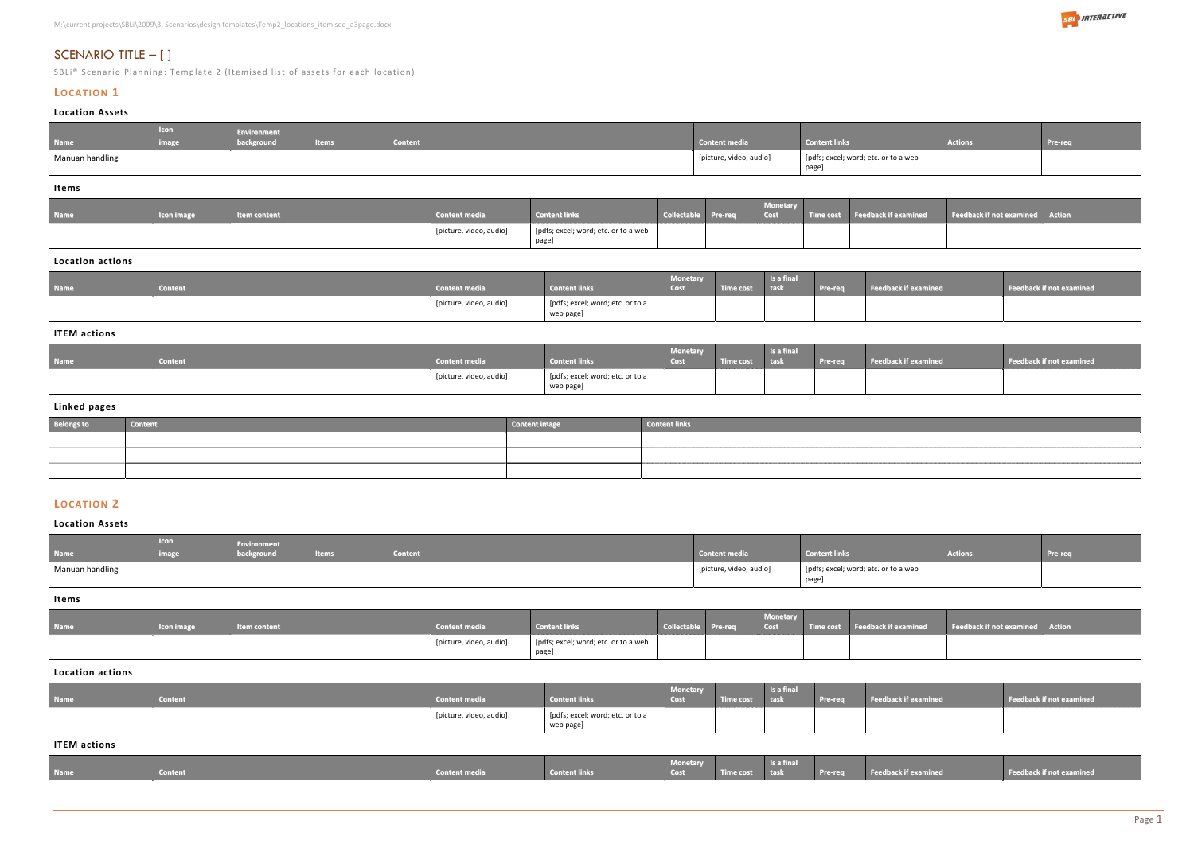# SCENARIO TITLE – [ ]

SBLi® Scenario Planning: Template 2 (Itemised list of assets for each location)

## LOCATION 1

### Location Assets

| Name | Icon image | Environment background | Items | Content | Content media | Content links | Actions | Pre-req |
|---|---|---|---|---|---|---|---|---|
| Manuan handling | | | | | [picture, video, audio] | [pdfs; excel; word; etc. or to a web page] | | |

### Items

| Name | Icon image | Item content | Content media | Content links | Collectable | Pre-req | Monetary Cost | Time cost | Feedback if examined | Feedback if not examined | Action |
|---|---|---|---|---|---|---|---|---|---|---|---|
| | | | [picture, video, audio] | [pdfs; excel; word; etc. or to a web page] | | | | | | | |

### Location actions

| Name | Content | Content media | Content links | Monetary Cost | Time cost | Is a final task | Pre-req | Feedback if examined | Feedback if not examined |
|---|---|---|---|---|---|---|---|---|---|
| | | [picture, video, audio] | [pdfs; excel; word; etc. or to a web page] | | | | | | |

### ITEM actions

| Name | Content | Content media | Content links | Monetary Cost | Time cost | Is a final task | Pre-req | Feedback if examined | Feedback if not examined |
|---|---|---|---|---|---|---|---|---|---|
| | | [picture, video, audio] | [pdfs; excel; word; etc. or to a web page] | | | | | | |

### Linked pages

| Belongs to | Content | Content image | Content links |
|---|---|---|---|
| | | | |
| | | | |
| | | | |

## LOCATION 2

### Location Assets

| Name | Icon image | Environment background | Items | Content | Content media | Content links | Actions | Pre-req |
|---|---|---|---|---|---|---|---|---|
| Manuan handling | | | | | [picture, video, audio] | [pdfs; excel; word; etc. or to a web page] | | |

### Items

| Name | Icon image | Item content | Content media | Content links | Collectable | Pre-req | Monetary Cost | Time cost | Feedback if examined | Feedback if not examined | Action |
|---|---|---|---|---|---|---|---|---|---|---|---|
| | | | [picture, video, audio] | [pdfs; excel; word; etc. or to a web page] | | | | | | | |

### Location actions

| Name | Content | Content media | Content links | Monetary Cost | Time cost | Is a final task | Pre-req | Feedback if examined | Feedback if not examined |
|---|---|---|---|---|---|---|---|---|---|
| | | [picture, video, audio] | [pdfs; excel; word; etc. or to a web page] | | | | | | |

### ITEM actions

| Name | Content | Content media | Content links | Monetary Cost | Time cost | Is a final task | Pre-req | Feedback if examined | Feedback if not examined |
|---|---|---|---|---|---|---|---|---|---|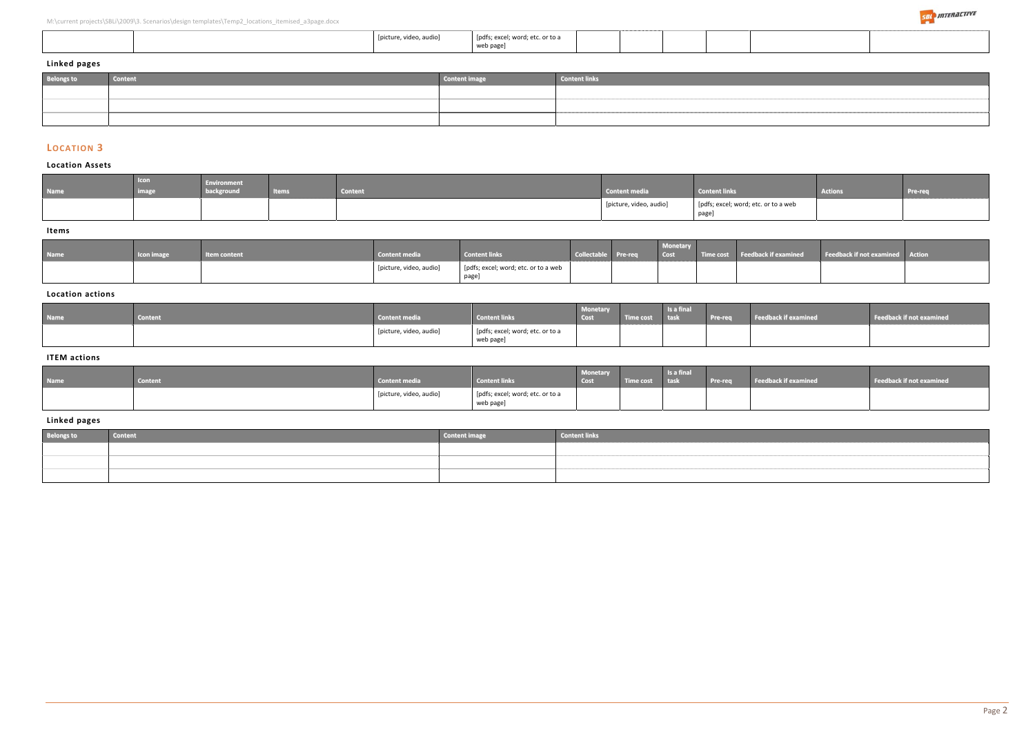| | | | | | | | | | |
|---|---|---|---|---|---|---|---|---|---|
| | | [picture, video, audio] | [pdfs; excel; word; etc. or to a web page] | | | | | | |

### Linked pages

| Belongs to | Content | Content image | Content links |
|---|---|---|---|
| | | | |
| | | | |
| | | | |

## LOCATION 3

### Location Assets

| Name | Icon image | Environment background | Items | Content | Content media | Content links | Actions | Pre-req |
|---|---|---|---|---|---|---|---|---|
| | | | | | [picture, video, audio] | [pdfs; excel; word; etc. or to a web page] | | |

### Items

| Name | Icon image | Item content | Content media | Content links | Collectable | Pre-req | Monetary Cost | Time cost | Feedback if examined | Feedback if not examined | Action |
|---|---|---|---|---|---|---|---|---|---|---|---|
| | | | [picture, video, audio] | [pdfs; excel; word; etc. or to a web page] | | | | | | | |

### Location actions

| Name | Content | Content media | Content links | Monetary Cost | Time cost | Is a final task | Pre-req | Feedback if examined | Feedback if not examined |
|---|---|---|---|---|---|---|---|---|---|
| | | [picture, video, audio] | [pdfs; excel; word; etc. or to a web page] | | | | | | |

### ITEM actions

| Name | Content | Content media | Content links | Monetary Cost | Time cost | Is a final task | Pre-req | Feedback if examined | Feedback if not examined |
|---|---|---|---|---|---|---|---|---|---|
| | | [picture, video, audio] | [pdfs; excel; word; etc. or to a web page] | | | | | | |

### Linked pages

| Belongs to | Content | Content image | Content links |
|---|---|---|---|
| | | | |
| | | | |
| | | | |